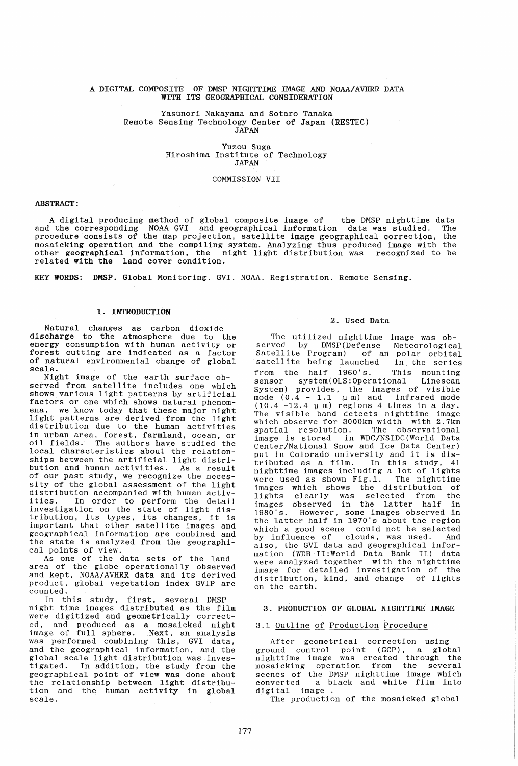# A DIGITAL COMPOSITE OF DMSP NIGHTTIME IMAGE AND NOAA/AVHRR DATA WITH ITS GEOGRAPHICAL CONSIDERATION

Yasunori Nakayama and Sotaro Tanaka
Remote Sensing Technology Center of Japan (RESTEC)
JAPAN

Yuzou Suga
Hiroshima Institute of Technology
JAPAN

COMMISSION VII

**ABSTRACT:**

A digital producing method of global composite image of the DMSP nighttime data and the corresponding NOAA GVI and geographical information data was studied. The procedure consists of the map projection, satellite image geographical correction, the mosaicking operation and the compiling system. Analyzing thus produced image with the other geographical information, the night light distribution was recognized to be related with the land cover condition.

**KEY WORDS:** DMSP. Global Monitoring. GVI. NOAA. Registration. Remote Sensing.

## 1. INTRODUCTION

Natural changes as carbon dioxide discharge to the atmosphere due to the energy consumption with human activity or forest cutting are indicated as a factor of natural environmental change of global scale.

Night image of the earth surface observed from satellite includes one which shows various light patterns by artificial factors or one which shows natural phenomena. we know today that these major night light patterns are derived from the light distribution due to the human activities in urban area, forest, farmland, ocean, or oil fields. The authors have studied the local characteristics about the relationships between the artificial light distribution and human activities. As a result of our past study, we recognize the necessity of the global assessment of the light distribution accompanied with human activities. In order to perform the detail investigation on the state of light distribution, its types, its changes, it is important that other satellite images and geographical information are combined and the state is analyzed from the geographical points of view.

As one of the data sets of the land area of the globe operationally observed and kept, NOAA/AVHRR data and its derived product, global vegetation index GVIP are counted.

In this study, first, several DMSP night time images distributed as the film were digitized and geometrically corrected, and produced as a mosaicked night image of full sphere. Next, an analysis was performed combining this, GVI data, and the geographical information, and the global scale light distribution was investigated. In addition, the study from the geographical point of view was done about the relationship between light distribution and the human activity in global scale.

## 2. Used Data

The utilized nighttime image was observed by DMSP(Defense Meteorological Satellite Program) of an polar orbital satellite being launched in the series from the half 1960's. This mounting sensor system(OLS:Operational Linescan System) provides, the images of visible mode (0.4 - 1.1 μm) and infrared mode (10.4 -12.4 μm) regions 4 times in a day. The visible band detects nighttime image which observe for 3000km width with 2.7km spatial resolution. The observational image is stored in WDC/NSIDC(World Data Center/National Snow and Ice Data Center) put in Colorado university and it is distributed as a film. In this study, 41 nighttime images including a lot of lights were used as shown Fig.1. The nighttime images which shows the distribution of lights clearly was selected from the images observed in the latter half in 1980's. However, some images observed in the latter half in 1970's about the region which a good scene could not be selected by influence of clouds, was used. And also, the GVI data and geographical information (WDB-II:World Data Bank II) data were analyzed together with the nighttime image for detailed investigation of the distribution, kind, and change of lights on the earth.

## 3. PRODUCTION OF GLOBAL NIGHTTIME IMAGE

### 3.1 Outline of Production Procedure

After geometrical correction using ground control point (GCP), a global nighttime image was created through the mosaicking operation from the several scenes of the DMSP nighttime image which converted a black and white film into digital image .

The production of the mosaicked global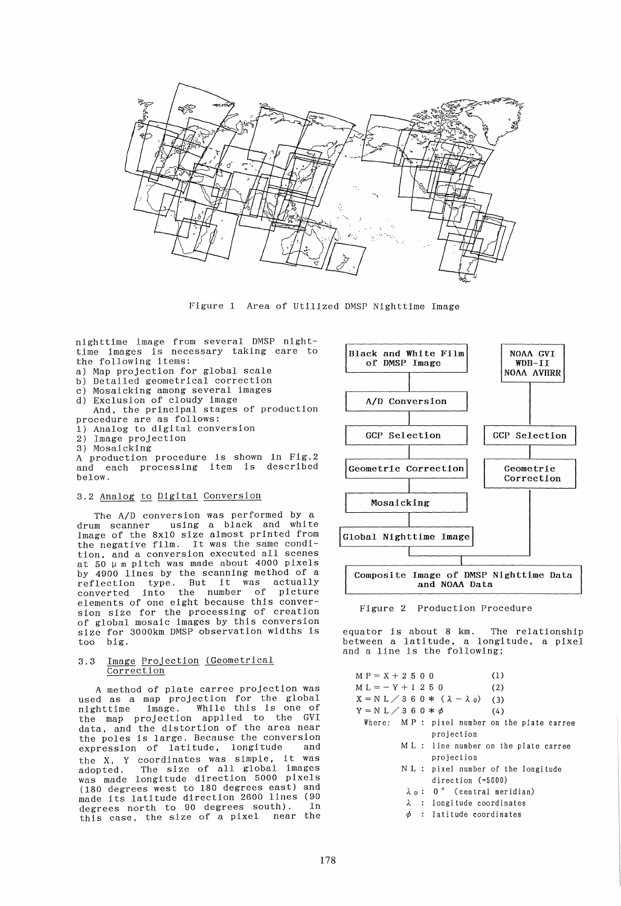Figure 1 Area of Utilized DMSP Nighttime Image

nighttime image from several DMSP nighttime images is necessary taking care to the following items:

a) Map projection for global scale
b) Detailed geometrical correction
c) Mosaicking among several images
d) Exclusion of cloudy image

And, the principal stages of production procedure are as follows:

1) Analog to digital conversion
2) Image projection
3) Mosaicking

A production procedure is shown in Fig.2 and each processing item is described below.

### 3.2 Analog to Digital Conversion

The A/D conversion was performed by a drum scanner using a black and white image of the 8x10 size almost printed from the negative film. It was the same condition, and a conversion executed all scenes at 50 μm pitch was made about 4000 pixels by 4900 lines by the scanning method of a reflection type. But it was actually converted into the number of picture elements of one eight because this conversion size for the processing of creation of global mosaic images by this conversion size for 3000km DMSP observation widths is too big.

### 3.3 Image Projection (Geometrical Correction

A method of plate carree projection was used as a map projection for the global nighttime image. While this is one of the map projection applied to the GVI data, and the distortion of the area near the poles is large. Because the conversion expression of latitude, longitude and the X, Y coordinates was simple, it was adopted. The size of all global images was made longitude direction 5000 pixels (180 degrees west to 180 degrees east) and made its latitude direction 2600 lines (90 degrees north to 90 degrees south). In this case, the size of a pixel near the equator is about 8 km. The relationship between a latitude, a longitude, a pixel and a line is the following;

Black and White Film of DMSP Image → A/D Conversion → GCP Selection → Geometric Correction → Mosaicking → Global Nighttime Image

NOAA GVI / WDB-II / NOAA AVHRR → GCP Selection → Geometric Correction

→ Composite Image of DMSP Nighttime Data and NOAA Data

Figure 2 Production Procedure

$$MP = X + 2500 \quad (1)$$

$$ML = -Y + 1250 \quad (2)$$

$$X = NL / 360 * (\lambda - \lambda_0) \quad (3)$$

$$Y = NL / 360 * \phi \quad (4)$$

Where:
- MP : pixel number on the plate carree projection
- ML : line number on the plate carree projection
- NL : pixel number of the longitude direction (=5000)
- $\lambda_0$ : 0° (central meridian)
- $\lambda$ : longitude coordinates
- $\phi$ : latitude coordinates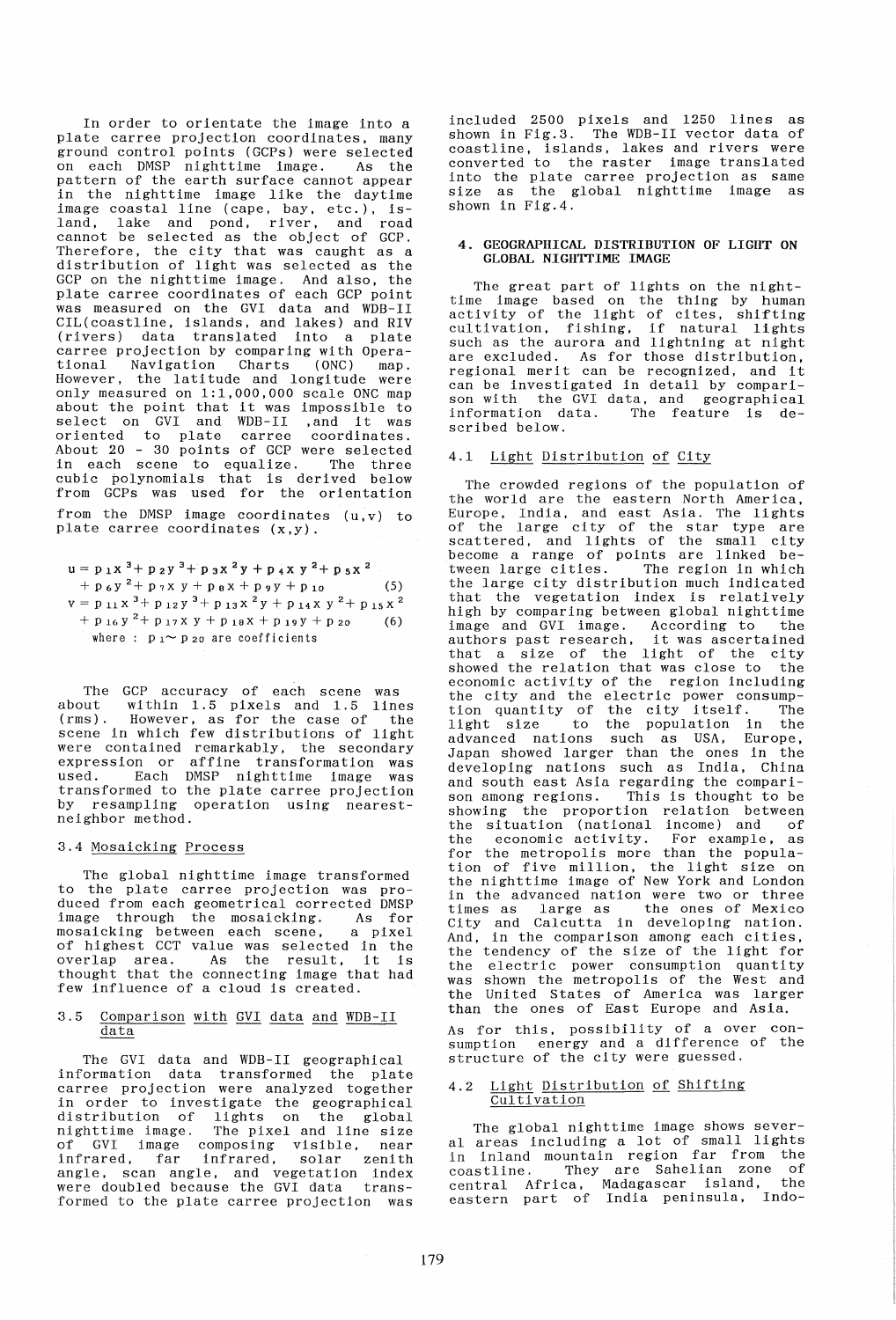In order to orientate the image into a plate carree projection coordinates, many ground control points (GCPs) were selected on each DMSP nighttime image. As the pattern of the earth surface cannot appear in the nighttime image like the daytime image coastal line (cape, bay, etc.), island, lake and pond, river, and road cannot be selected as the object of GCP. Therefore, the city that was caught as a distribution of light was selected as the GCP on the nighttime image. And also, the plate carree coordinates of each GCP point was measured on the GVI data and WDB-II CIL(coastline, islands, and lakes) and RIV (rivers) data translated into a plate carree projection by comparing with Operational Navigation Charts (ONC) map. However, the latitude and longitude were only measured on 1:1,000,000 scale ONC map about the point that it was impossible to select on GVI and WDB-II ,and it was oriented to plate carree coordinates. About 20 - 30 points of GCP were selected in each scene to equalize. The three cubic polynomials that is derived below from GCPs was used for the orientation from the DMSP image coordinates (u,v) to plate carree coordinates (x,y).

$$u = p_1 x^3 + p_2 y^3 + p_3 x^2 y + p_4 x y^2 + p_5 x^2 + p_6 y^2 + p_7 x y + p_8 x + p_9 y + p_{10} \quad (5)$$

$$v = p_{11} x^3 + p_{12} y^3 + p_{13} x^2 y + p_{14} x y^2 + p_{15} x^2 + p_{16} y^2 + p_{17} x y + p_{18} x + p_{19} y + p_{20} \quad (6)$$

where : $p_1 \sim p_{20}$ are coefficients

The GCP accuracy of each scene was about within 1.5 pixels and 1.5 lines (rms). However, as for the case of the scene in which few distributions of light were contained remarkably, the secondary expression or affine transformation was used. Each DMSP nighttime image was transformed to the plate carree projection by resampling operation using nearest-neighbor method.

### 3.4 Mosaicking Process

The global nighttime image transformed to the plate carree projection was produced from each geometrical corrected DMSP image through the mosaicking. As for mosaicking between each scene, a pixel of highest CCT value was selected in the overlap area. As the result, it is thought that the connecting image that had few influence of a cloud is created.

### 3.5 Comparison with GVI data and WDB-II data

The GVI data and WDB-II geographical information data transformed the plate carree projection were analyzed together in order to investigate the geographical distribution of lights on the global nighttime image. The pixel and line size of GVI image composing visible, near infrared, far infrared, solar zenith angle, scan angle, and vegetation index were doubled because the GVI data transformed to the plate carree projection was included 2500 pixels and 1250 lines as shown in Fig.3. The WDB-II vector data of coastline, islands, lakes and rivers were converted to the raster image translated into the plate carree projection as same size as the global nighttime image as shown in Fig.4.

## 4. GEOGRAPHICAL DISTRIBUTION OF LIGHT ON GLOBAL NIGHTTIME IMAGE

The great part of lights on the nighttime image based on the thing by human activity of the light of cites, shifting cultivation, fishing, if natural lights such as the aurora and lightning at night are excluded. As for those distribution, regional merit can be recognized, and it can be investigated in detail by comparison with the GVI data, and geographical information data. The feature is described below.

### 4.1 Light Distribution of City

The crowded regions of the population of the world are the eastern North America, Europe, India, and east Asia. The lights of the large city of the star type are scattered, and lights of the small city become a range of points are linked between large cities. The region in which the large city distribution much indicated that the vegetation index is relatively high by comparing between global nighttime image and GVI image. According to the authors past research, it was ascertained that a size of the light of the city showed the relation that was close to the economic activity of the region including the city and the electric power consumption quantity of the city itself. The light size to the population in the advanced nations such as USA, Europe, Japan showed larger than the ones in the developing nations such as India, China and south east Asia regarding the comparison among regions. This is thought to be showing the proportion relation between the situation (national income) and of the economic activity. For example, as for the metropolis more than the population of five million, the light size on the nighttime image of New York and London in the advanced nation were two or three times as large as the ones of Mexico City and Calcutta in developing nation. And, in the comparison among each cities, the tendency of the size of the light for the electric power consumption quantity was shown the metropolis of the West and the United States of America was larger than the ones of East Europe and Asia.

As for this, possibility of a over consumption energy and a difference of the structure of the city were guessed.

### 4.2 Light Distribution of Shifting Cultivation

The global nighttime image shows several areas including a lot of small lights in inland mountain region far from the coastline. They are Sahelian zone of central Africa, Madagascar island, the eastern part of India peninsula, Indo-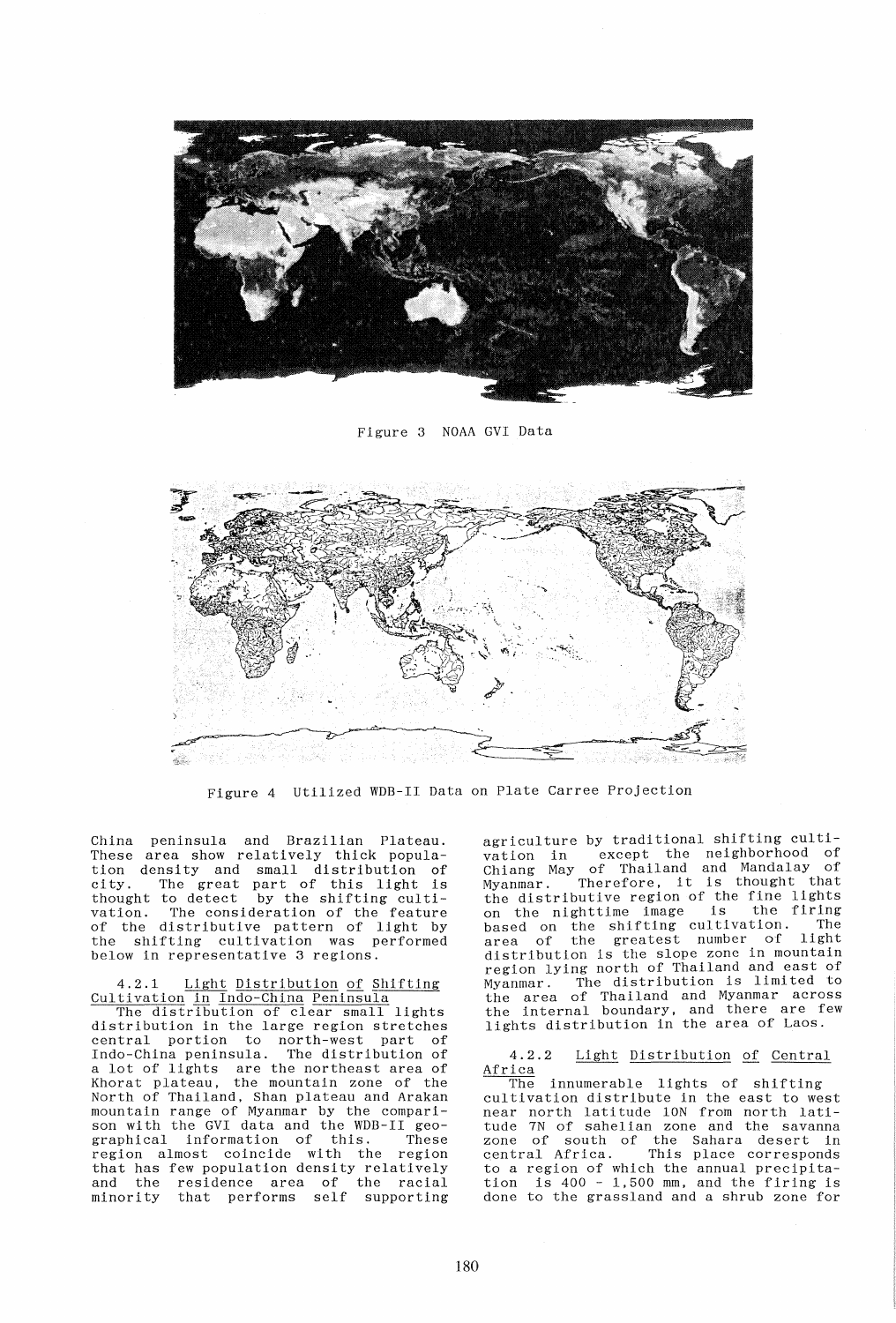Figure 3 NOAA GVI Data

Figure 4 Utilized WDB-II Data on Plate Carree Projection

China peninsula and Brazilian Plateau. These area show relatively thick population density and small distribution of city. The great part of this light is thought to detect by the shifting cultivation. The consideration of the feature of the distributive pattern of light by the shifting cultivation was performed below in representative 3 regions.

#### 4.2.1 Light Distribution of Shifting Cultivation in Indo-China Peninsula

The distribution of clear small lights distribution in the large region stretches central portion to north-west part of Indo-China peninsula. The distribution of a lot of lights are the northeast area of Khorat plateau, the mountain zone of the North of Thailand, Shan plateau and Arakan mountain range of Myanmar by the comparison with the GVI data and the WDB-II geographical information of this. These region almost coincide with the region that has few population density relatively and the residence area of the racial minority that performs self supporting agriculture by traditional shifting cultivation in except the neighborhood of Chiang May of Thailand and Mandalay of Myanmar. Therefore, it is thought that the distributive region of the fine lights on the nighttime image is the firing based on the shifting cultivation. The area of the greatest number of light distribution is the slope zone in mountain region lying north of Thailand and east of Myanmar. The distribution is limited to the area of Thailand and Myanmar across the internal boundary, and there are few lights distribution in the area of Laos.

#### 4.2.2 Light Distribution of Central Africa

The innumerable lights of shifting cultivation distribute in the east to west near north latitude 10N from north latitude 7N of sahelian zone and the savanna zone of south of the Sahara desert in central Africa. This place corresponds to a region of which the annual precipitation is 400 - 1,500 mm, and the firing is done to the grassland and a shrub zone for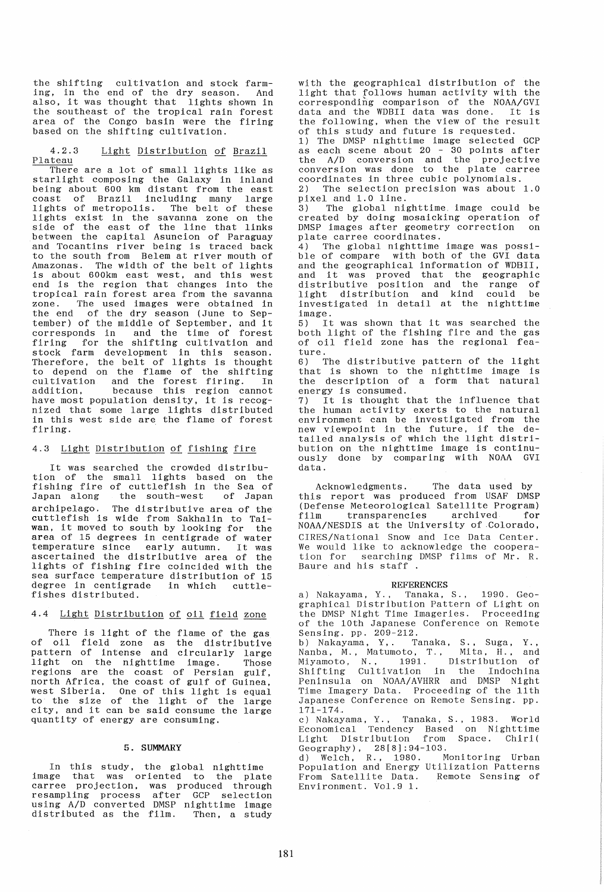the shifting cultivation and stock farming, in the end of the dry season. And also, it was thought that lights shown in the southeast of the tropical rain forest area of the Congo basin were the firing based on the shifting cultivation.

#### 4.2.3 Light Distribution of Brazil Plateau

There are a lot of small lights like as starlight composing the Galaxy in inland being about 600 km distant from the east coast of Brazil including many large lights of metropolis. The belt of these lights exist in the savanna zone on the side of the east of the line that links between the capital Asuncion of Paraguay and Tocantins river being is traced back to the south from Belem at river mouth of Amazonas. The width of the belt of lights is about 600km east west, and this west end is the region that changes into the tropical rain forest area from the savanna zone. The used images were obtained in the end of the dry season (June to September) of the middle of September, and it corresponds in and the time of forest firing for the shifting cultivation and stock farm development in this season. Therefore, the belt of lights is thought to depend on the flame of the shifting cultivation and the forest firing. In addition, because this region cannot have most population density, it is recognized that some large lights distributed in this west side are the flame of forest firing.

### 4.3 Light Distribution of fishing fire

It was searched the crowded distribution of the small lights based on the fishing fire of cuttlefish in the Sea of Japan along the south-west of Japan archipelago. The distributive area of the cuttlefish is wide from Sakhalin to Taiwan, it moved to south by looking for the area of 15 degrees in centigrade of water temperature since early autumn. It was ascertained the distributive area of the lights of fishing fire coincided with the sea surface temperature distribution of 15 degree in centigrade in which cuttlefishes distributed.

### 4.4 Light Distribution of oil field zone

There is light of the flame of the gas of oil field zone as the distributive pattern of intense and circularly large light on the nighttime image. Those regions are the coast of Persian gulf, north Africa, the coast of gulf of Guinea, west Siberia. One of this light is equal to the size of the light of the large city, and it can be said consume the large quantity of energy are consuming.

## 5. SUMMARY

In this study, the global nighttime image that was oriented to the plate carree projection, was produced through resampling process after GCP selection using A/D converted DMSP nighttime image distributed as the film. Then, a study with the geographical distribution of the light that follows human activity with the corresponding comparison of the NOAA/GVI data and the WDBII data was done. It is the following, when the view of the result of this study and future is requested.

1) The DMSP nighttime image selected GCP as each scene about 20 - 30 points after the A/D conversion and the projective conversion was done to the plate carree coordinates in three cubic polynomials.
2) The selection precision was about 1.0 pixel and 1.0 line.
3) The global nighttime image could be created by doing mosaicking operation of DMSP images after geometry correction on plate carree coordinates.
4) The global nighttime image was possible of compare with both of the GVI data and the geographical information of WDBII, and it was proved that the geographic distributive position and the range of light distribution and kind could be investigated in detail at the nighttime image.
5) It was shown that it was searched the both light of the fishing fire and the gas of oil field zone has the regional feature.
6) The distributive pattern of the light that is shown to the nighttime image is the description of a form that natural energy is consumed.
7) It is thought that the influence that the human activity exerts to the natural environment can be investigated from the new viewpoint in the future, if the detailed analysis of which the light distribution on the nighttime image is continuously done by comparing with NOAA GVI data.

Acknowledgments. The data used by this report was produced from USAF DMSP (Defense Meteorological Satellite Program) film transparencies archived for NOAA/NESDIS at the University of Colorado, CIRES/National Snow and Ice Data Center. We would like to acknowledge the cooperation for searching DMSP films of Mr. R. Baure and his staff .

## REFERENCES

a) Nakayama, Y., Tanaka, S., 1990. Geographical Distribution Pattern of Light on the DMSP Night Time Imageries. Proceeding of the 10th Japanese Conference on Remote Sensing. pp. 209-212.

b) Nakayama, Y., Tanaka, S., Suga, Y., Nanba, M., Matumoto, T., Mita, H., and Miyamoto, N., 1991. Distribution of Shifting Cultivation in the Indochina Peninsula on NOAA/AVHRR and DMSP Night Time Imagery Data. Proceeding of the 11th Japanese Conference on Remote Sensing. pp. 171-174.

c) Nakayama, Y., Tanaka, S., 1983. World Economical Tendency Based on Nighttime Light Distribution from Space. Chiri( Geography), 28[8]:94-103.

d) Welch, R., 1980. Monitoring Urban Population and Energy Utilization Patterns From Satellite Data. Remote Sensing of Environment. Vol.9 1.